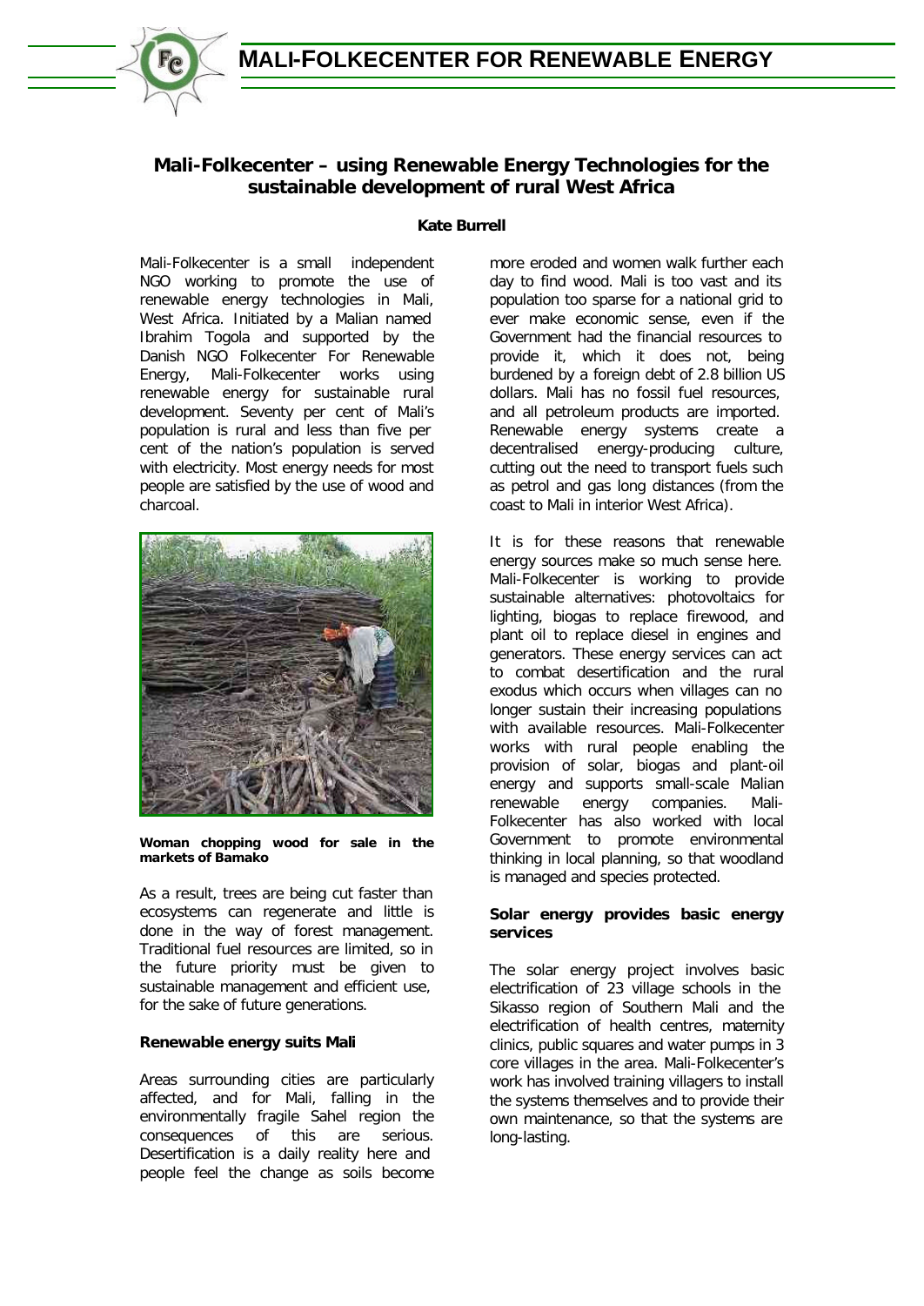# Mali-Folkecenter – using Renewable Energy Technologies for the sustainable development of rural West Africa

**Kate Burrell**

Mali-Folkecenter is a small independent NGO working to promote the use of renewable energy technologies in Mali, West Africa. Initiated by a Malian named Ibrahim Togola and supported by the Danish NGO Folkecenter For Renewable Energy, Mali-Folkecenter works using renewable energy for sustainable rural development. Seventy per cent of Mali's population is rural and less than five per cent of the nation's population is served with electricity. Most energy needs for most people are satisfied by the use of wood and charcoal.

**Woman chopping wood for sale in the markets of Bamako**

As a result, trees are being cut faster than ecosystems can regenerate and little is done in the way of forest management. Traditional fuel resources are limited, so in the future priority must be given to sustainable management and efficient use, for the sake of future generations.

### Renewable energy suits Mali

Areas surrounding cities are particularly affected, and for Mali, falling in the environmentally fragile Sahel region the consequences of this are serious. Desertification is a daily reality here and people feel the change as soils become more eroded and women walk further each day to find wood. Mali is too vast and its population too sparse for a national grid to ever make economic sense, even if the Government had the financial resources to provide it, which it does not, being burdened by a foreign debt of 2.8 billion US dollars. Mali has no fossil fuel resources, and all petroleum products are imported. Renewable energy systems create a decentralised energy-producing culture, cutting out the need to transport fuels such as petrol and gas long distances (from the coast to Mali in interior West Africa).

It is for these reasons that renewable energy sources make so much sense here. Mali-Folkecenter is working to provide sustainable alternatives: photovoltaics for lighting, biogas to replace firewood, and plant oil to replace diesel in engines and generators. These energy services can act to combat desertification and the rural exodus which occurs when villages can no longer sustain their increasing populations with available resources. Mali-Folkecenter works with rural people enabling the provision of solar, biogas and plant-oil energy and supports small-scale Malian renewable energy companies. Mali-Folkecenter has also worked with local Government to promote environmental thinking in local planning, so that woodland is managed and species protected.

### Solar energy provides basic energy services

The solar energy project involves basic electrification of 23 village schools in the Sikasso region of Southern Mali and the electrification of health centres, maternity clinics, public squares and water pumps in 3 core villages in the area. Mali-Folkecenter's work has involved training villagers to install the systems themselves and to provide their own maintenance, so that the systems are long-lasting.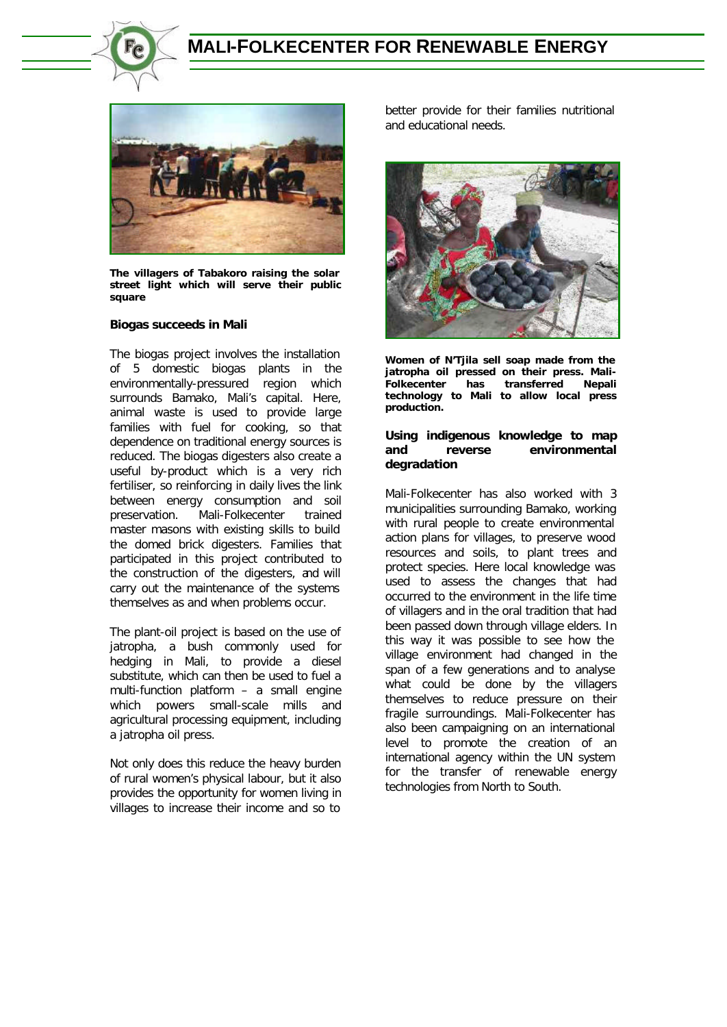The villagers of Tabakoro raising the solar street light which will serve their public square

### Biogas succeeds in Mali

The biogas project involves the installation of 5 domestic biogas plants in the environmentally-pressured region which surrounds Bamako, Mali's capital. Here, animal waste is used to provide large families with fuel for cooking, so that dependence on traditional energy sources is reduced. The biogas digesters also create a useful by-product which is a very rich fertiliser, so reinforcing in daily lives the link between energy consumption and soil preservation. Mali-Folkecenter trained master masons with existing skills to build the domed brick digesters. Families that participated in this project contributed to the construction of the digesters, and will carry out the maintenance of the systems themselves as and when problems occur.

The plant-oil project is based on the use of jatropha, a bush commonly used for hedging in Mali, to provide a diesel substitute, which can then be used to fuel a multi-function platform – a small engine which powers small-scale mills and agricultural processing equipment, including a jatropha oil press.

Not only does this reduce the heavy burden of rural women's physical labour, but it also provides the opportunity for women living in villages to increase their income and so to better provide for their families nutritional and educational needs.

**Women of N'Tjila sell soap made from the jatropha oil pressed on their press. Mali-Folkecenter has transferred Nepali technology to Mali to allow local press production.**

### Using indigenous knowledge to map and reverse environmental degradation

Mali-Folkecenter has also worked with 3 municipalities surrounding Bamako, working with rural people to create environmental action plans for villages, to preserve wood resources and soils, to plant trees and protect species. Here local knowledge was used to assess the changes that had occurred to the environment in the life time of villagers and in the oral tradition that had been passed down through village elders. In this way it was possible to see how the village environment had changed in the span of a few generations and to analyse what could be done by the villagers themselves to reduce pressure on their fragile surroundings. Mali-Folkecenter has also been campaigning on an international level to promote the creation of an international agency within the UN system for the transfer of renewable energy technologies from North to South.